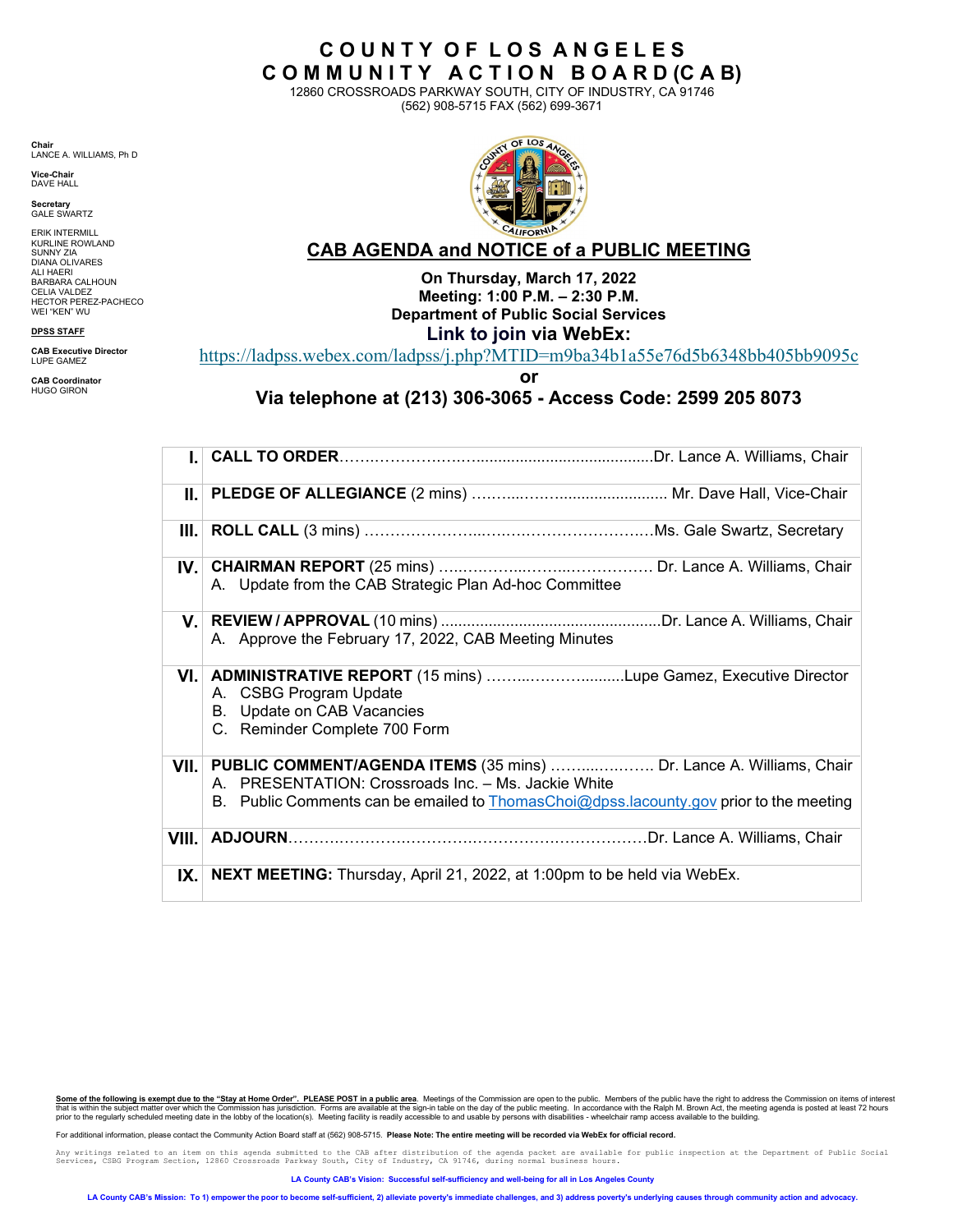# COUNTY OF LOS ANGELES
# COMMUNITY ACTION BOARD (CAB)

12860 CROSSROADS PARKWAY SOUTH, CITY OF INDUSTRY, CA 91746
(562) 908-5715 FAX (562) 699-3671

**Chair**
LANCE A. WILLIAMS, Ph D

**Vice-Chair**
DAVE HALL

**Secretary**
GALE SWARTZ

ERIK INTERMILL
KURLINE ROWLAND
SUNNY ZIA
DIANA OLIVARES
ALI HAERI
BARBARA CALHOUN
CELIA VALDEZ
HECTOR PEREZ-PACHECO
WEI "KEN" WU

**DPSS STAFF**

**CAB Executive Director**
LUPE GAMEZ

**CAB Coordinator**
HUGO GIRON

## CAB AGENDA and NOTICE of a PUBLIC MEETING

**On Thursday, March 17, 2022**
**Meeting: 1:00 P.M. – 2:30 P.M.**
**Department of Public Social Services**
**Link to join via WebEx:**

https://ladpss.webex.com/ladpss/j.php?MTID=m9ba34b1a55e76d5b6348bb405bb9095c

**or**

**Via telephone at (213) 306-3065 - Access Code: 2599 205 8073**

| | |
|---|---|
| **I.** | **CALL TO ORDER**……………………………………………………Dr. Lance A. Williams, Chair |
| **II.** | **PLEDGE OF ALLEGIANCE** (2 mins) ……………………………………… Mr. Dave Hall, Vice-Chair |
| **III.** | **ROLL CALL** (3 mins) ……………………………………………………Ms. Gale Swartz, Secretary |
| **IV.** | **CHAIRMAN REPORT** (25 mins) ……………………………………… Dr. Lance A. Williams, Chair<br>A. Update from the CAB Strategic Plan Ad-hoc Committee |
| **V.** | **REVIEW / APPROVAL** (10 mins) ……………………………………………Dr. Lance A. Williams, Chair<br>A. Approve the February 17, 2022, CAB Meeting Minutes |
| **VI.** | **ADMINISTRATIVE REPORT** (15 mins) ………………………Lupe Gamez, Executive Director<br>A. CSBG Program Update<br>B. Update on CAB Vacancies<br>C. Reminder Complete 700 Form |
| **VII.** | **PUBLIC COMMENT/AGENDA ITEMS** (35 mins) ……………… Dr. Lance A. Williams, Chair<br>A. PRESENTATION: Crossroads Inc. – Ms. Jackie White<br>B. Public Comments can be emailed to ThomasChoi@dpss.lacounty.gov prior to the meeting |
| **VIII.** | **ADJOURN**……………………………………………………………………Dr. Lance A. Williams, Chair |
| **IX.** | **NEXT MEETING:** Thursday, April 21, 2022, at 1:00pm to be held via WebEx. |

**Some of the following is exempt due to the "Stay at Home Order". PLEASE POST in a public area**. Meetings of the Commission are open to the public. Members of the public have the right to address the Commission on items of interest that is within the subject matter over which the Commission has jurisdiction. Forms are available at the sign-in table on the day of the public meeting. In accordance with the Ralph M. Brown Act, the meeting agenda is posted at least 72 hours prior to the regularly scheduled meeting date in the lobby of the location(s). Meeting facility is readily accessible to and usable by persons with disabilities - wheelchair ramp access available to the building.

For additional information, please contact the Community Action Board staff at (562) 908-5715. **Please Note: The entire meeting will be recorded via WebEx for official record.**

Any writings related to an item on this agenda submitted to the CAB after distribution of the agenda packet are available for public inspection at the Department of Public Social Services, CSBG Program Section, 12860 Crossroads Parkway South, City of Industry, CA 91746, during normal business hours.

**LA County CAB's Vision: Successful self-sufficiency and well-being for all in Los Angeles County**

**LA County CAB's Mission: To 1) empower the poor to become self-sufficient, 2) alleviate poverty's immediate challenges, and 3) address poverty's underlying causes through community action and advocacy.**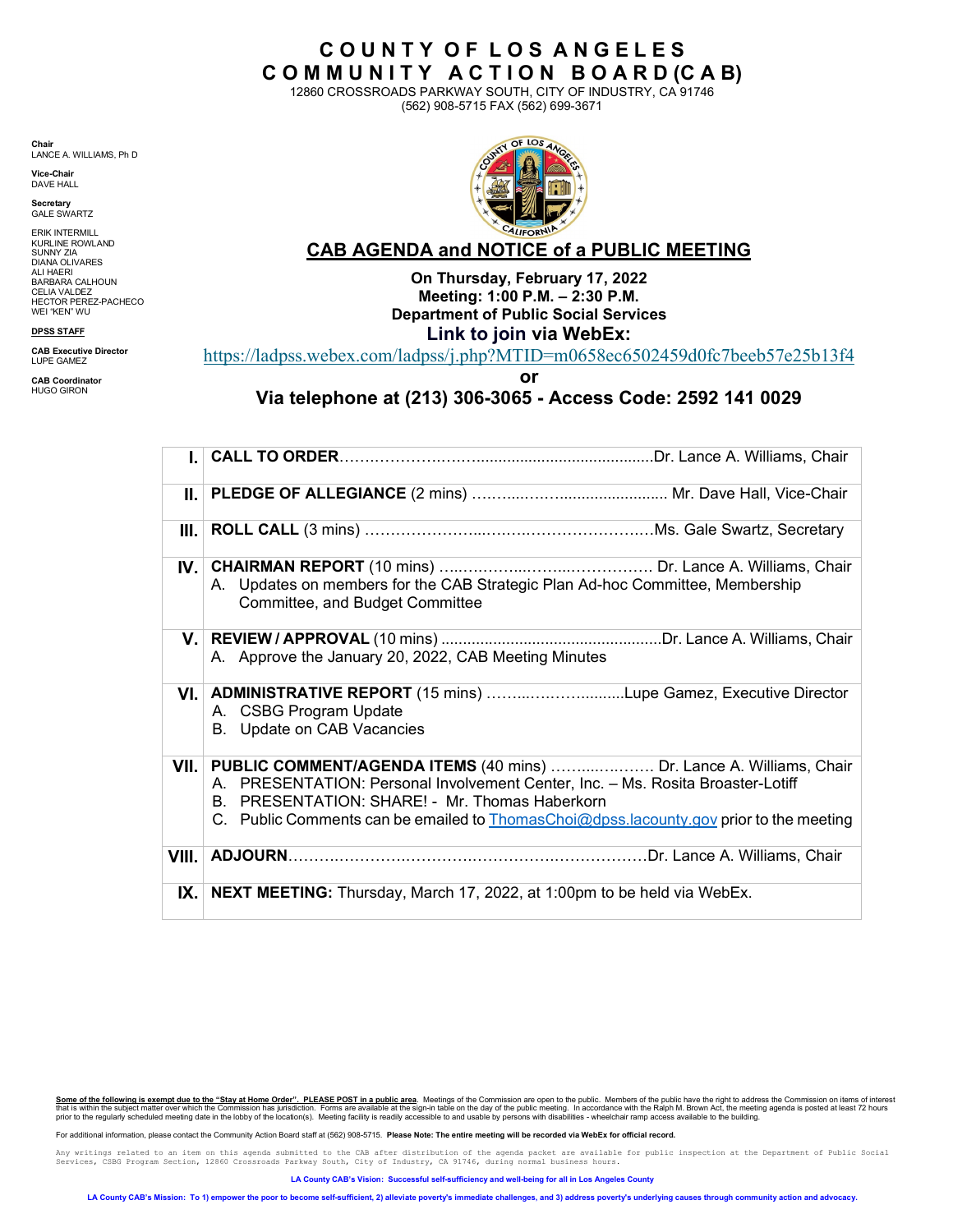# COUNTY OF LOS ANGELES
# COMMUNITY ACTION BOARD (CAB)

12860 CROSSROADS PARKWAY SOUTH, CITY OF INDUSTRY, CA 91746
(562) 908-5715 FAX (562) 699-3671

**Chair**
LANCE A. WILLIAMS, Ph D

**Vice-Chair**
DAVE HALL

**Secretary**
GALE SWARTZ

ERIK INTERMILL
KURLINE ROWLAND
SUNNY ZIA
DIANA OLIVARES
ALI HAERI
BARBARA CALHOUN
CELIA VALDEZ
HECTOR PEREZ-PACHECO
WEI "KEN" WU

**DPSS STAFF**

**CAB Executive Director**
LUPE GAMEZ

**CAB Coordinator**
HUGO GIRON

## CAB AGENDA and NOTICE of a PUBLIC MEETING

**On Thursday, February 17, 2022**
**Meeting: 1:00 P.M. – 2:30 P.M.**
**Department of Public Social Services**
**Link to join via WebEx:**
https://ladpss.webex.com/ladpss/j.php?MTID=m0658ec6502459d0fc7beeb57e25b13f4
**or**
**Via telephone at (213) 306-3065 - Access Code: 2592 141 0029**

| | |
|---|---|
| **I.** | **CALL TO ORDER**………………………..........................................Dr. Lance A. Williams, Chair |
| **II.** | **PLEDGE OF ALLEGIANCE** (2 mins) ………...……..........................Mr. Dave Hall, Vice-Chair |
| **III.** | **ROLL CALL** (3 mins) ………………………...……….………………….Ms. Gale Swartz, Secretary |
| **IV.** | **CHAIRMAN REPORT** (10 mins) …...………….……..……………. Dr. Lance A. Williams, Chair<br>A. Updates on members for the CAB Strategic Plan Ad-hoc Committee, Membership Committee, and Budget Committee |
| **V.** | **REVIEW / APPROVAL** (10 mins) ..................................................Dr. Lance A. Williams, Chair<br>A. Approve the January 20, 2022, CAB Meeting Minutes |
| **VI.** | **ADMINISTRATIVE REPORT** (15 mins) ……...….……..........Lupe Gamez, Executive Director<br>A. CSBG Program Update<br>B. Update on CAB Vacancies |
| **VII.** | **PUBLIC COMMENT/AGENDA ITEMS** (40 mins) ……...…..…… Dr. Lance A. Williams, Chair<br>A. PRESENTATION: Personal Involvement Center, Inc. – Ms. Rosita Broaster-Lotiff<br>B. PRESENTATION: SHARE! - Mr. Thomas Haberkorn<br>C. Public Comments can be emailed to ThomasChoi@dpss.lacounty.gov prior to the meeting |
| **VIII.** | **ADJOURN**…………………………………………………………………Dr. Lance A. Williams, Chair |
| **IX.** | **NEXT MEETING:** Thursday, March 17, 2022, at 1:00pm to be held via WebEx. |

**Some of the following is exempt due to the "Stay at Home Order". PLEASE POST in a public area**. Meetings of the Commission are open to the public. Members of the public have the right to address the Commission on items of interest that is within the subject matter over which the Commission has jurisdiction. Forms are available at the sign-in table on the day of the public meeting. In accordance with the Ralph M. Brown Act, the meeting agenda is posted at least 72 hours prior to the regularly scheduled meeting date in the lobby of the location(s). Meeting facility is readily accessible to and usable by persons with disabilities - wheelchair ramp access available to the building.

For additional information, please contact the Community Action Board staff at (562) 908-5715. **Please Note: The entire meeting will be recorded via WebEx for official record.**

Any writings related to an item on this agenda submitted to the CAB after distribution of the agenda packet are available for public inspection at the Department of Public Social Services, CSBG Program Section, 12860 Crossroads Parkway South, City of Industry, CA 91746, during normal business hours.

**LA County CAB's Vision: Successful self-sufficiency and well-being for all in Los Angeles County**

**LA County CAB's Mission: To 1) empower the poor to become self-sufficient, 2) alleviate poverty's immediate challenges, and 3) address poverty's underlying causes through community action and advocacy.**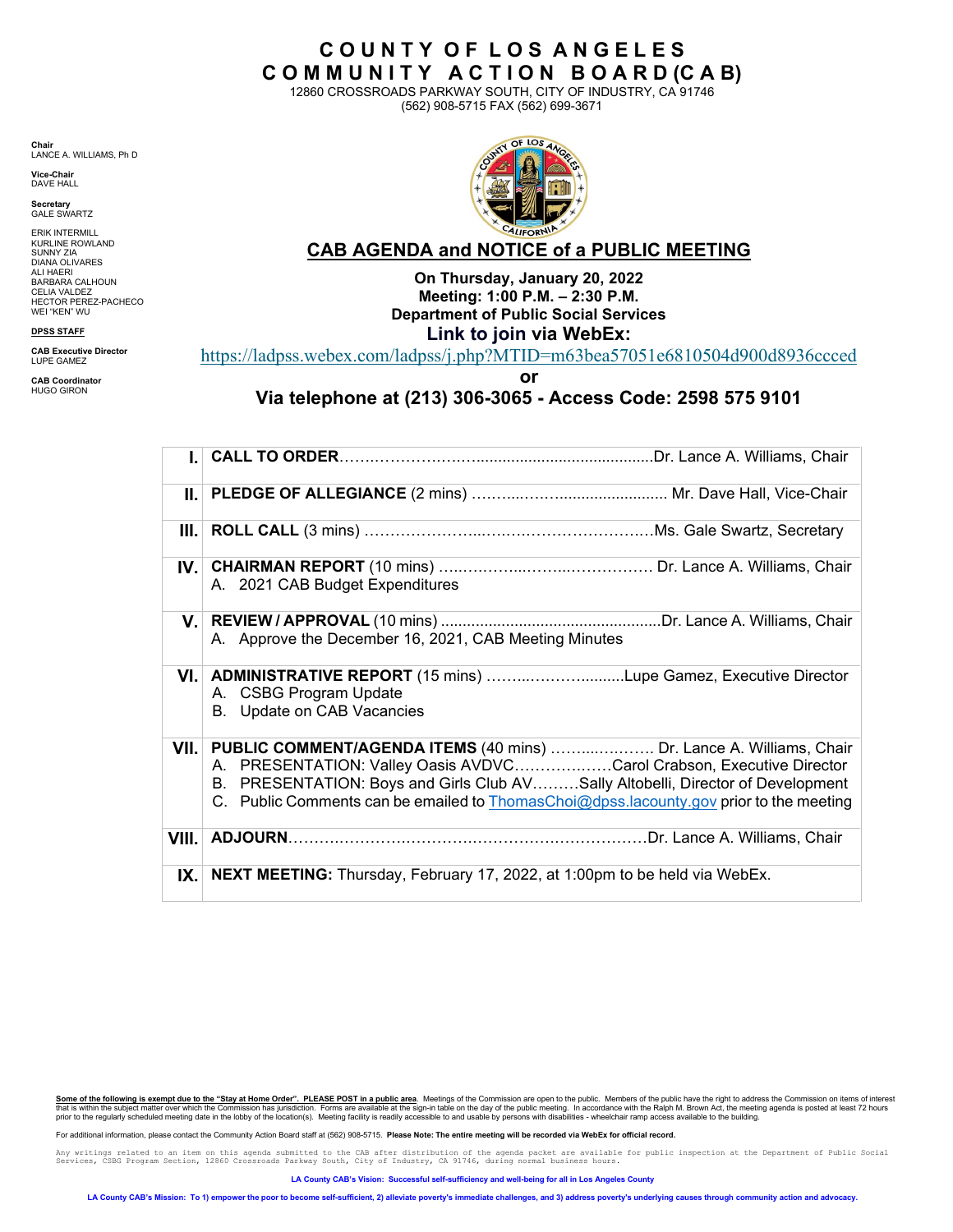# COUNTY OF LOS ANGELES
# COMMUNITY ACTION BOARD (CAB)

12860 CROSSROADS PARKWAY SOUTH, CITY OF INDUSTRY, CA 91746
(562) 908-5715 FAX (562) 699-3671

**Chair**
LANCE A. WILLIAMS, Ph D

**Vice-Chair**
DAVE HALL

**Secretary**
GALE SWARTZ

ERIK INTERMILL
KURLINE ROWLAND
SUNNY ZIA
DIANA OLIVARES
ALI HAERI
BARBARA CALHOUN
CELIA VALDEZ
HECTOR PEREZ-PACHECO
WEI "KEN" WU

**DPSS STAFF**

**CAB Executive Director**
LUPE GAMEZ

**CAB Coordinator**
HUGO GIRON

## CAB AGENDA and NOTICE of a PUBLIC MEETING

**On Thursday, January 20, 2022**
**Meeting: 1:00 P.M. – 2:30 P.M.**
**Department of Public Social Services**
**Link to join via WebEx:**

https://ladpss.webex.com/ladpss/j.php?MTID=m63bea57051e6810504d900d8936ccced

**or**

**Via telephone at (213) 306-3065 - Access Code: 2598 575 9101**

| | |
|---|---|
| **I.** | **CALL TO ORDER**……………………………………………………Dr. Lance A. Williams, Chair |
| **II.** | **PLEDGE OF ALLEGIANCE** (2 mins) ……………………………… Mr. Dave Hall, Vice-Chair |
| **III.** | **ROLL CALL** (3 mins) ……………………………………………Ms. Gale Swartz, Secretary |
| **IV.** | **CHAIRMAN REPORT** (10 mins) ……………………………… Dr. Lance A. Williams, Chair<br>A. 2021 CAB Budget Expenditures |
| **V.** | **REVIEW / APPROVAL** (10 mins) ……………………………Dr. Lance A. Williams, Chair<br>A. Approve the December 16, 2021, CAB Meeting Minutes |
| **VI.** | **ADMINISTRATIVE REPORT** (15 mins) ……………………Lupe Gamez, Executive Director<br>A. CSBG Program Update<br>B. Update on CAB Vacancies |
| **VII.** | **PUBLIC COMMENT/AGENDA ITEMS** (40 mins) ………………. Dr. Lance A. Williams, Chair<br>A. PRESENTATION: Valley Oasis AVDVC………………Carol Crabson, Executive Director<br>B. PRESENTATION: Boys and Girls Club AV………Sally Altobelli, Director of Development<br>C. Public Comments can be emailed to ThomasChoi@dpss.lacounty.gov prior to the meeting |
| **VIII.** | **ADJOURN**……………………………………………………………Dr. Lance A. Williams, Chair |
| **IX.** | **NEXT MEETING:** Thursday, February 17, 2022, at 1:00pm to be held via WebEx. |

**Some of the following is exempt due to the "Stay at Home Order". PLEASE POST in a public area**. Meetings of the Commission are open to the public. Members of the public have the right to address the Commission on items of interest that is within the subject matter over which the Commission has jurisdiction. Forms are available at the sign-in table on the day of the public meeting. In accordance with the Ralph M. Brown Act, the meeting agenda is posted at least 72 hours prior to the regularly scheduled meeting date in the lobby of the location(s). Meeting facility is readily accessible to and usable by persons with disabilities - wheelchair ramp access available to the building.

For additional information, please contact the Community Action Board staff at (562) 908-5715. **Please Note: The entire meeting will be recorded via WebEx for official record.**

Any writings related to an item on this agenda submitted to the CAB after distribution of the agenda packet are available for public inspection at the Department of Public Social Services, CSBG Program Section, 12860 Crossroads Parkway South, City of Industry, CA 91746, during normal business hours.

**LA County CAB's Vision: Successful self-sufficiency and well-being for all in Los Angeles County**

**LA County CAB's Mission: To 1) empower the poor to become self-sufficient, 2) alleviate poverty's immediate challenges, and 3) address poverty's underlying causes through community action and advocacy.**